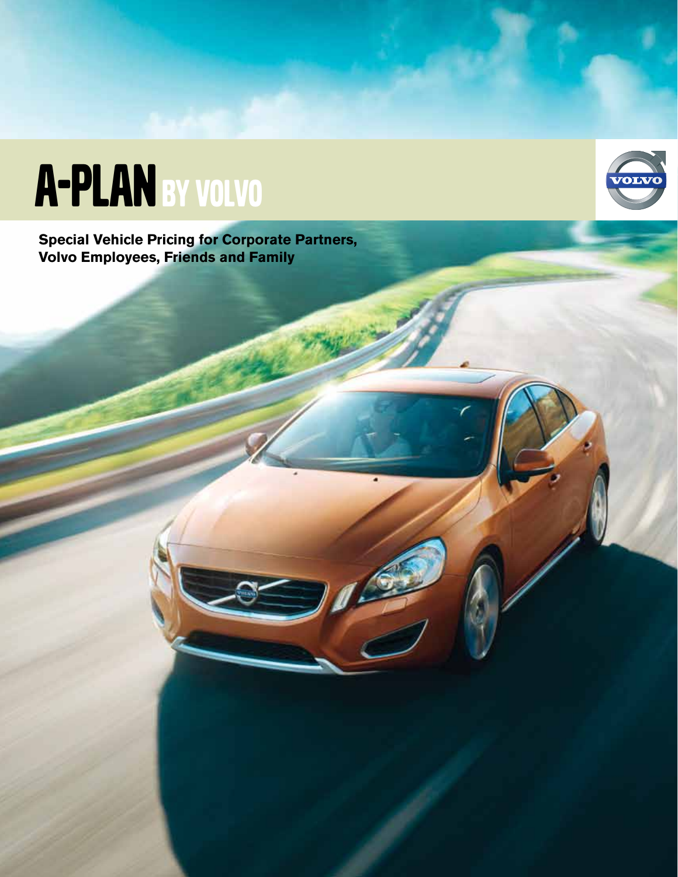# A-PLAN BY VOLVO

**Special Vehicle Pricing for Corporate Partners, Volvo Employees, Friends and Family**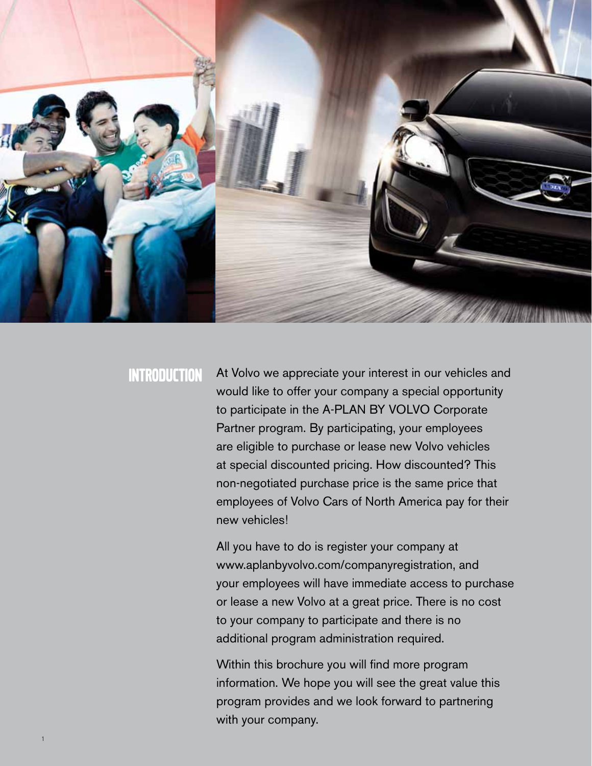## INTRODUCTION

At Volvo we appreciate your interest in our vehicles and would like to offer your company a special opportunity to participate in the A-PLAN BY VOLVO Corporate Partner program. By participating, your employees are eligible to purchase or lease new Volvo vehicles at special discounted pricing. How discounted? This non-negotiated purchase price is the same price that employees of Volvo Cars of North America pay for their new vehicles!

All you have to do is register your company at www.aplanbyvolvo.com/companyregistration, and your employees will have immediate access to purchase or lease a new Volvo at a great price. There is no cost to your company to participate and there is no additional program administration required.

Within this brochure you will find more program information. We hope you will see the great value this program provides and we look forward to partnering with your company.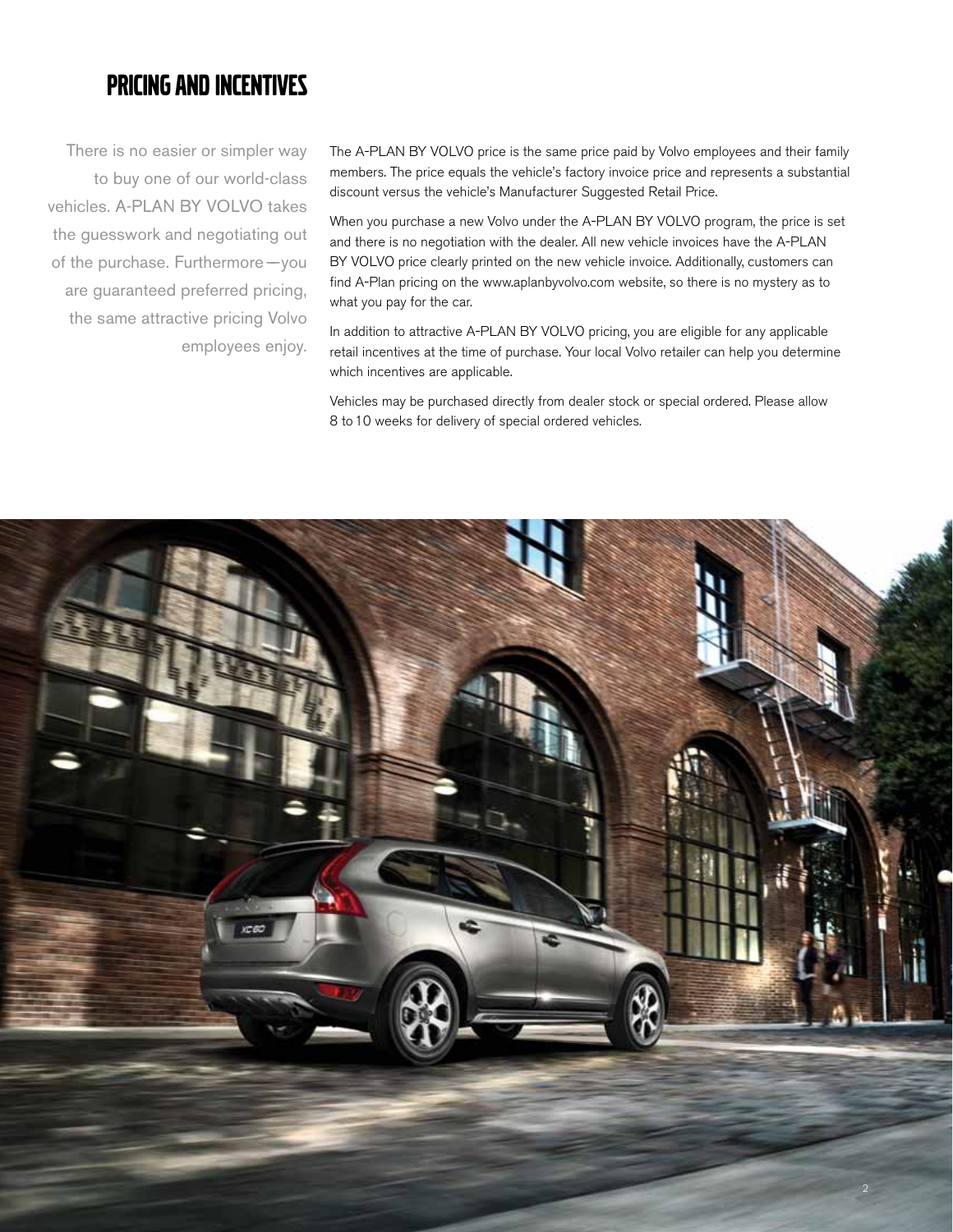# PRICING AND INCENTIVES

There is no easier or simpler way to buy one of our world-class vehicles. A-PLAN BY VOLVO takes the guesswork and negotiating out of the purchase. Furthermore—you are guaranteed preferred pricing, the same attractive pricing Volvo employees enjoy.

The A-PLAN BY VOLVO price is the same price paid by Volvo employees and their family members. The price equals the vehicle's factory invoice price and represents a substantial discount versus the vehicle's Manufacturer Suggested Retail Price.

When you purchase a new Volvo under the A-PLAN BY VOLVO program, the price is set and there is no negotiation with the dealer. All new vehicle invoices have the A-PLAN BY VOLVO price clearly printed on the new vehicle invoice. Additionally, customers can find A-Plan pricing on the www.aplanbyvolvo.com website, so there is no mystery as to what you pay for the car.

In addition to attractive A-PLAN BY VOLVO pricing, you are eligible for any applicable retail incentives at the time of purchase. Your local Volvo retailer can help you determine which incentives are applicable.

Vehicles may be purchased directly from dealer stock or special ordered. Please allow 8 to 10 weeks for delivery of special ordered vehicles.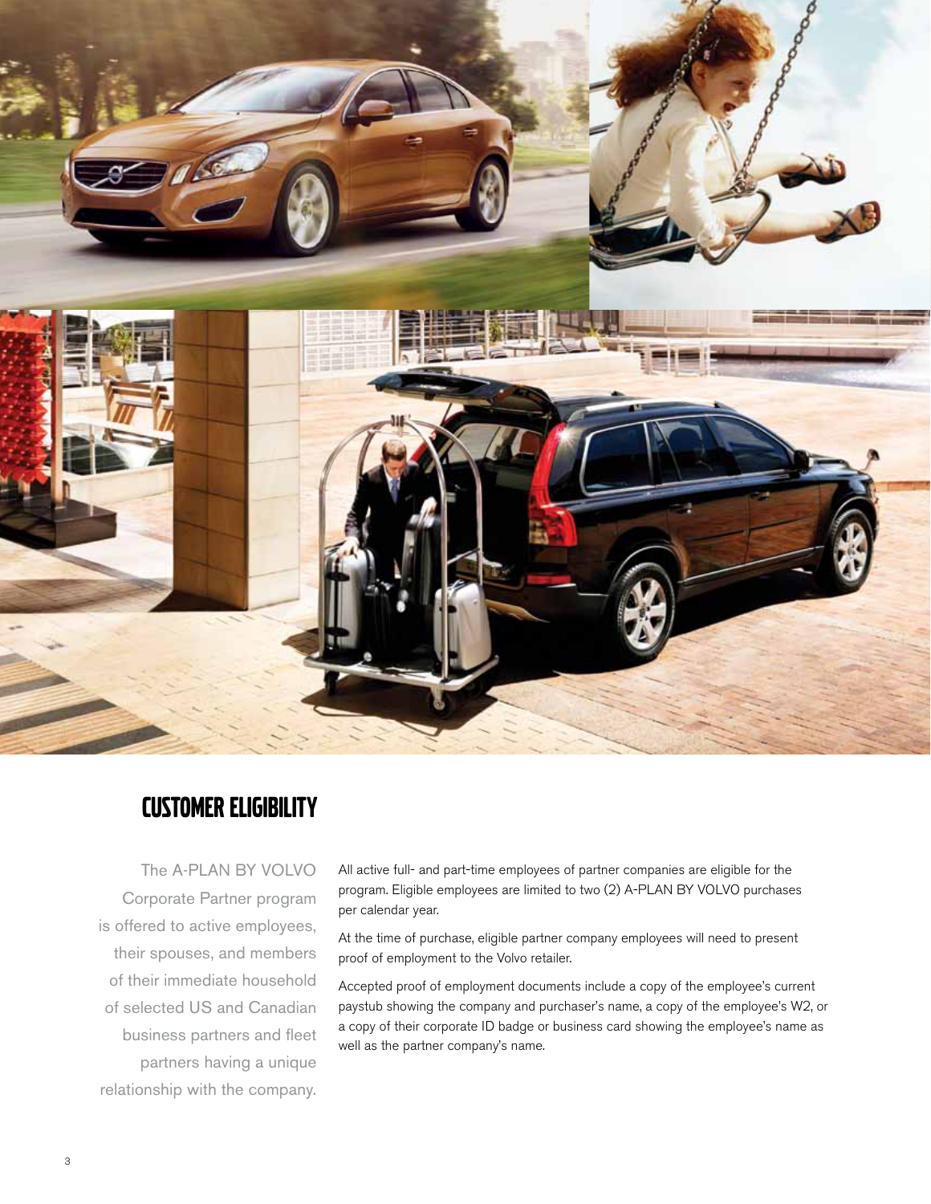## CUSTOMER ELIGIBILITY

The A-PLAN BY VOLVO Corporate Partner program is offered to active employees, their spouses, and members of their immediate household of selected US and Canadian business partners and fleet partners having a unique relationship with the company.

All active full- and part-time employees of partner companies are eligible for the program. Eligible employees are limited to two (2) A-PLAN BY VOLVO purchases per calendar year.

At the time of purchase, eligible partner company employees will need to present proof of employment to the Volvo retailer.

Accepted proof of employment documents include a copy of the employee's current paystub showing the company and purchaser's name, a copy of the employee's W2, or a copy of their corporate ID badge or business card showing the employee's name as well as the partner company's name.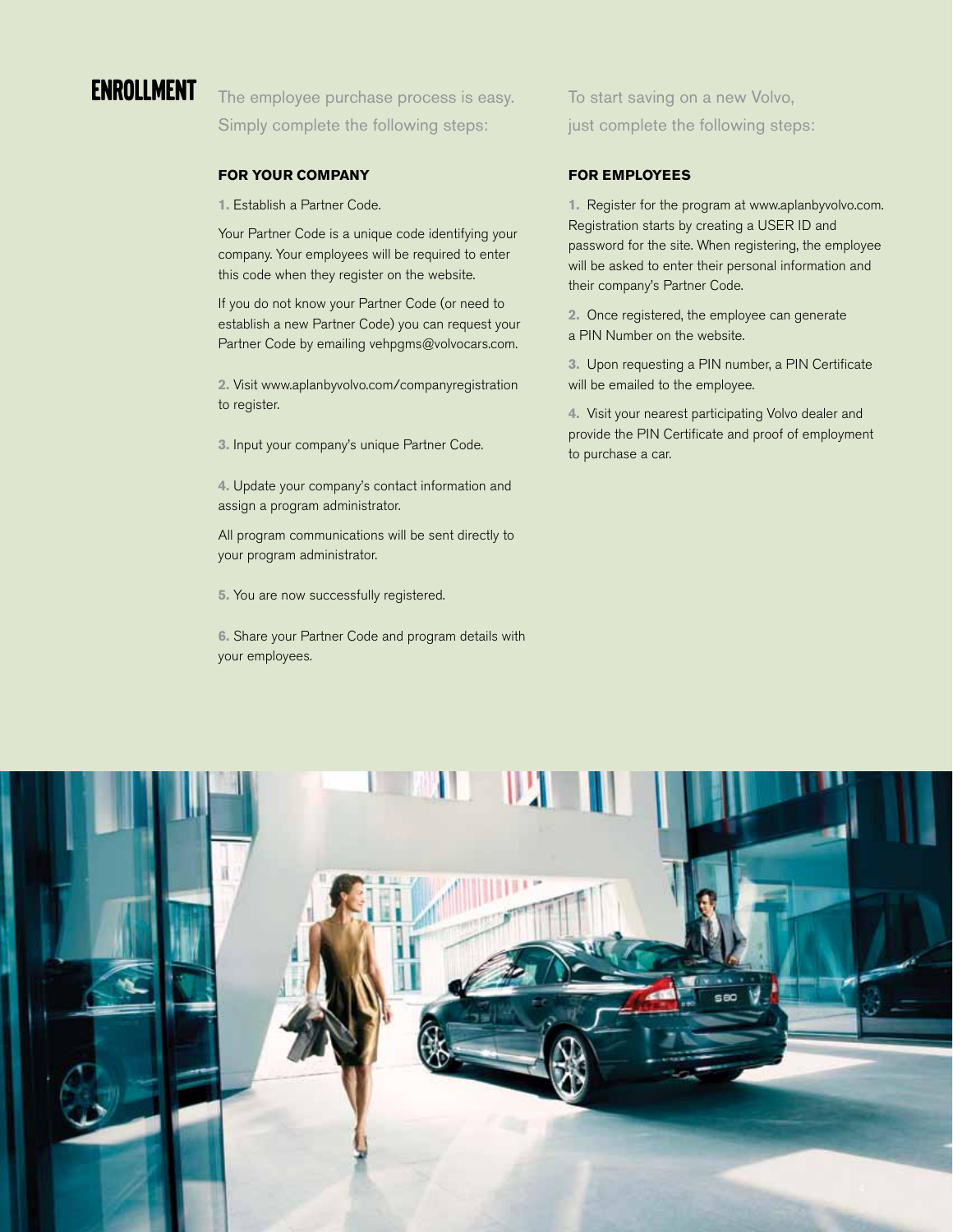# ENROLLMENT

The employee purchase process is easy. Simply complete the following steps:

### FOR YOUR COMPANY

**1.** Establish a Partner Code.

Your Partner Code is a unique code identifying your company. Your employees will be required to enter this code when they register on the website.

If you do not know your Partner Code (or need to establish a new Partner Code) you can request your Partner Code by emailing vehpgms@volvocars.com.

**2.** Visit www.aplanbyvolvo.com/companyregistration to register.

**3.** Input your company's unique Partner Code.

**4.** Update your company's contact information and assign a program administrator.

All program communications will be sent directly to your program administrator.

**5.** You are now successfully registered.

**6.** Share your Partner Code and program details with your employees.

To start saving on a new Volvo, just complete the following steps:

### FOR EMPLOYEES

**1.** Register for the program at www.aplanbyvolvo.com. Registration starts by creating a USER ID and password for the site. When registering, the employee will be asked to enter their personal information and their company's Partner Code.

**2.** Once registered, the employee can generate a PIN Number on the website.

**3.** Upon requesting a PIN number, a PIN Certificate will be emailed to the employee.

**4.** Visit your nearest participating Volvo dealer and provide the PIN Certificate and proof of employment to purchase a car.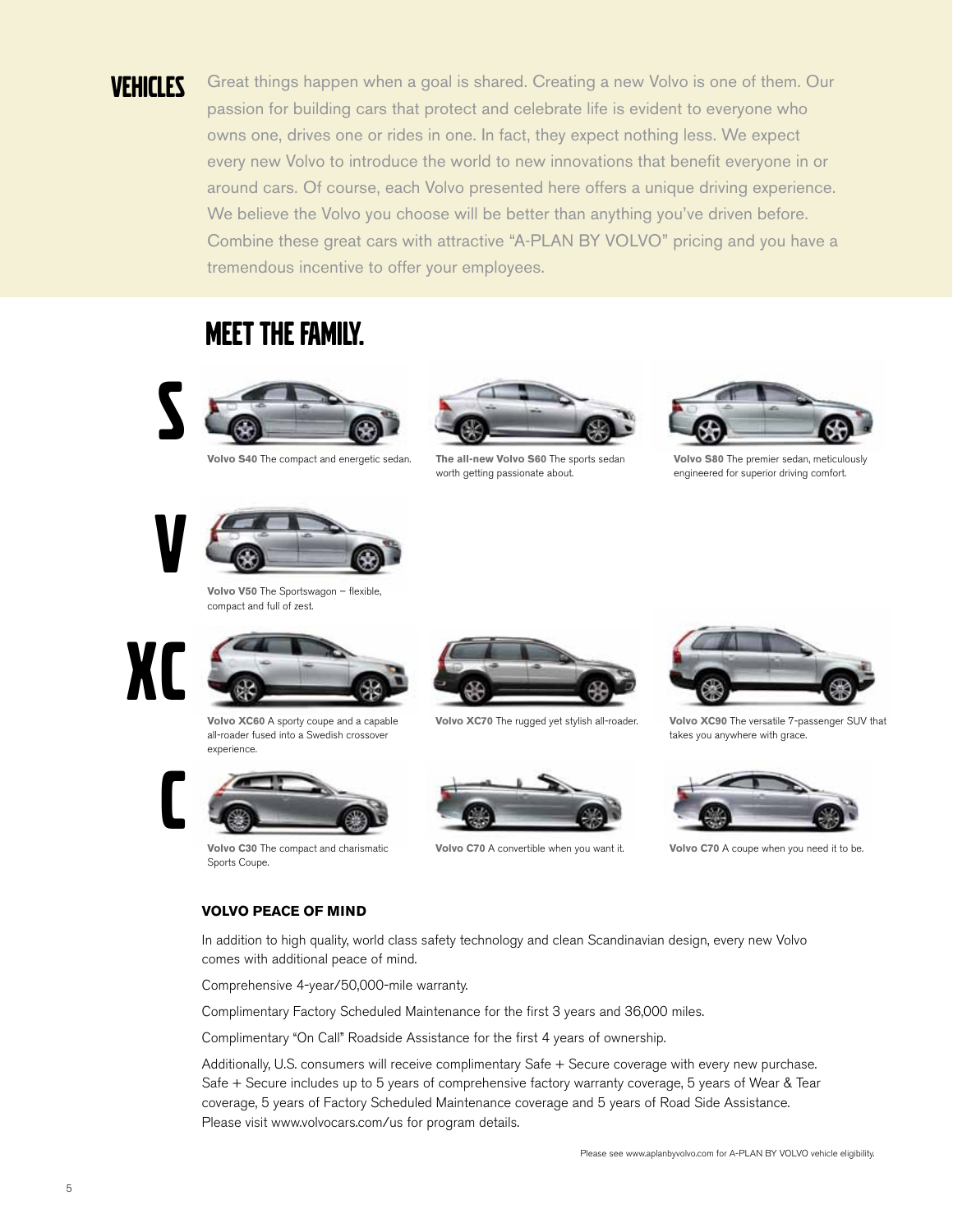## VEHICLES

Great things happen when a goal is shared. Creating a new Volvo is one of them. Our passion for building cars that protect and celebrate life is evident to everyone who owns one, drives one or rides in one. In fact, they expect nothing less. We expect every new Volvo to introduce the world to new innovations that benefit everyone in or around cars. Of course, each Volvo presented here offers a unique driving experience. We believe the Volvo you choose will be better than anything you've driven before. Combine these great cars with attractive "A-PLAN BY VOLVO" pricing and you have a tremendous incentive to offer your employees.

## MEET THE FAMILY.

### S

**Volvo S40** The compact and energetic sedan.

**The all-new Volvo S60** The sports sedan worth getting passionate about.

**Volvo S80** The premier sedan, meticulously engineered for superior driving comfort.

### V

**Volvo V50** The Sportswagon – flexible, compact and full of zest.

### XC

**Volvo XC60** A sporty coupe and a capable all-roader fused into a Swedish crossover experience.

**Volvo XC70** The rugged yet stylish all-roader.

**Volvo XC90** The versatile 7-passenger SUV that takes you anywhere with grace.

### C

**Volvo C30** The compact and charismatic Sports Coupe.

**Volvo C70** A convertible when you want it.

**Volvo C70** A coupe when you need it to be.

**VOLVO PEACE OF MIND**

In addition to high quality, world class safety technology and clean Scandinavian design, every new Volvo comes with additional peace of mind.

Comprehensive 4-year/50,000-mile warranty.

Complimentary Factory Scheduled Maintenance for the first 3 years and 36,000 miles.

Complimentary "On Call" Roadside Assistance for the first 4 years of ownership.

Additionally, U.S. consumers will receive complimentary Safe + Secure coverage with every new purchase. Safe + Secure includes up to 5 years of comprehensive factory warranty coverage, 5 years of Wear & Tear coverage, 5 years of Factory Scheduled Maintenance coverage and 5 years of Road Side Assistance. Please visit www.volvocars.com/us for program details.

Please see www.aplanbyvolvo.com for A-PLAN BY VOLVO vehicle eligibility.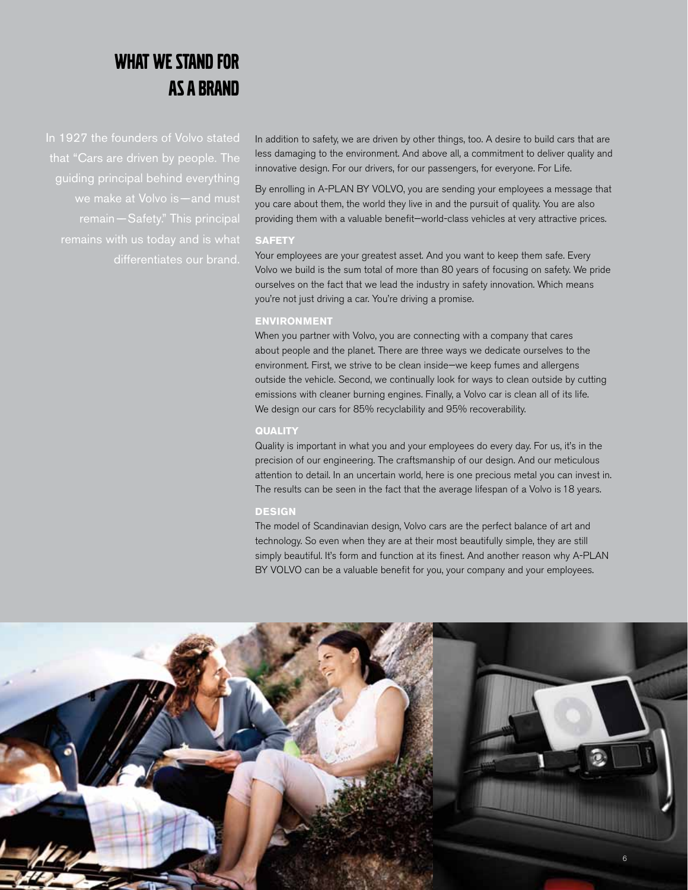# WHAT WE STAND FOR AS A BRAND

In 1927 the founders of Volvo stated that "Cars are driven by people. The guiding principal behind everything we make at Volvo is—and must remain—Safety." This principal remains with us today and is what differentiates our brand.

In addition to safety, we are driven by other things, too. A desire to build cars that are less damaging to the environment. And above all, a commitment to deliver quality and innovative design. For our drivers, for our passengers, for everyone. For Life.

By enrolling in A-PLAN BY VOLVO, you are sending your employees a message that you care about them, the world they live in and the pursuit of quality. You are also providing them with a valuable benefit—world-class vehicles at very attractive prices.

**SAFETY**

Your employees are your greatest asset. And you want to keep them safe. Every Volvo we build is the sum total of more than 80 years of focusing on safety. We pride ourselves on the fact that we lead the industry in safety innovation. Which means you're not just driving a car. You're driving a promise.

**ENVIRONMENT**

When you partner with Volvo, you are connecting with a company that cares about people and the planet. There are three ways we dedicate ourselves to the environment. First, we strive to be clean inside—we keep fumes and allergens outside the vehicle. Second, we continually look for ways to clean outside by cutting emissions with cleaner burning engines. Finally, a Volvo car is clean all of its life. We design our cars for 85% recyclability and 95% recoverability.

**QUALITY**

Quality is important in what you and your employees do every day. For us, it's in the precision of our engineering. The craftsmanship of our design. And our meticulous attention to detail. In an uncertain world, here is one precious metal you can invest in. The results can be seen in the fact that the average lifespan of a Volvo is 18 years.

**DESIGN**

The model of Scandinavian design, Volvo cars are the perfect balance of art and technology. So even when they are at their most beautifully simple, they are still simply beautiful. It's form and function at its finest. And another reason why A-PLAN BY VOLVO can be a valuable benefit for you, your company and your employees.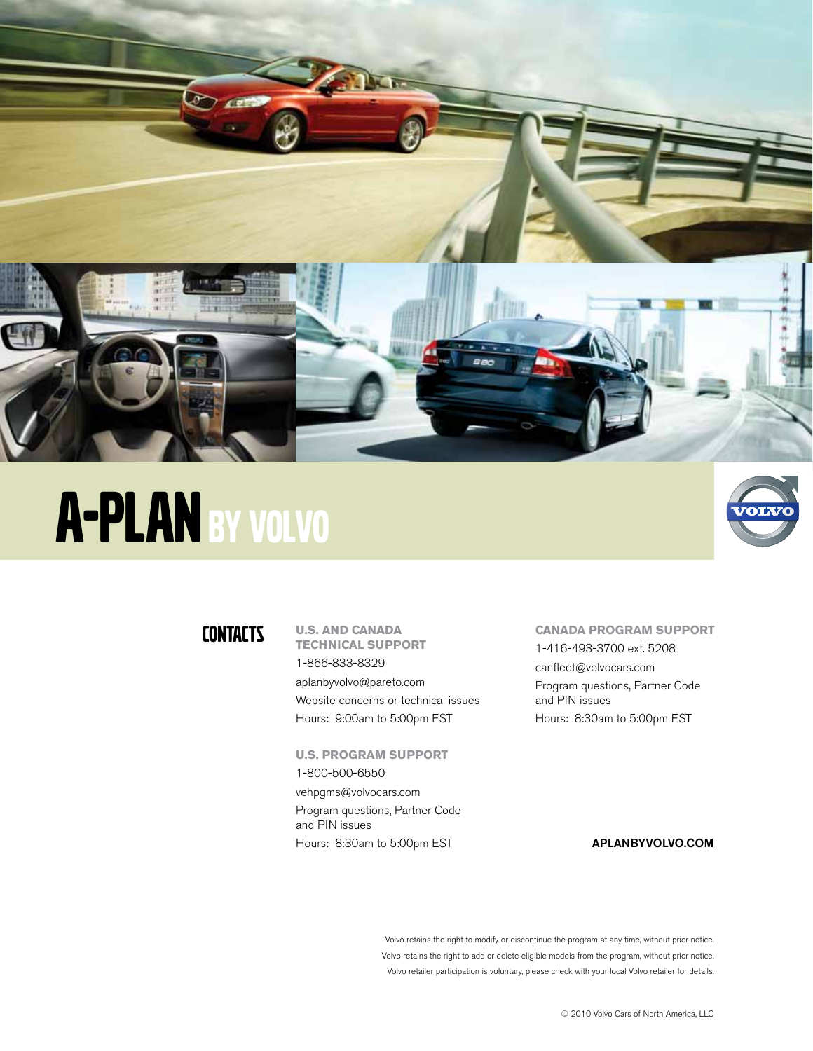# A-PLAN BY VOLVO

## CONTACTS

**U.S. AND CANADA TECHNICAL SUPPORT**

1-866-833-8329

aplanbyvolvo@pareto.com

Website concerns or technical issues

Hours: 9:00am to 5:00pm EST

**U.S. PROGRAM SUPPORT**

1-800-500-6550

vehpgms@volvocars.com

Program questions, Partner Code and PIN issues

Hours: 8:30am to 5:00pm EST

**CANADA PROGRAM SUPPORT**

1-416-493-3700 ext. 5208

canfleet@volvocars.com

Program questions, Partner Code and PIN issues

Hours: 8:30am to 5:00pm EST

**APLANBYVOLVO.COM**

Volvo retains the right to modify or discontinue the program at any time, without prior notice.
Volvo retains the right to add or delete eligible models from the program, without prior notice.
Volvo retailer participation is voluntary, please check with your local Volvo retailer for details.

© 2010 Volvo Cars of North America, LLC